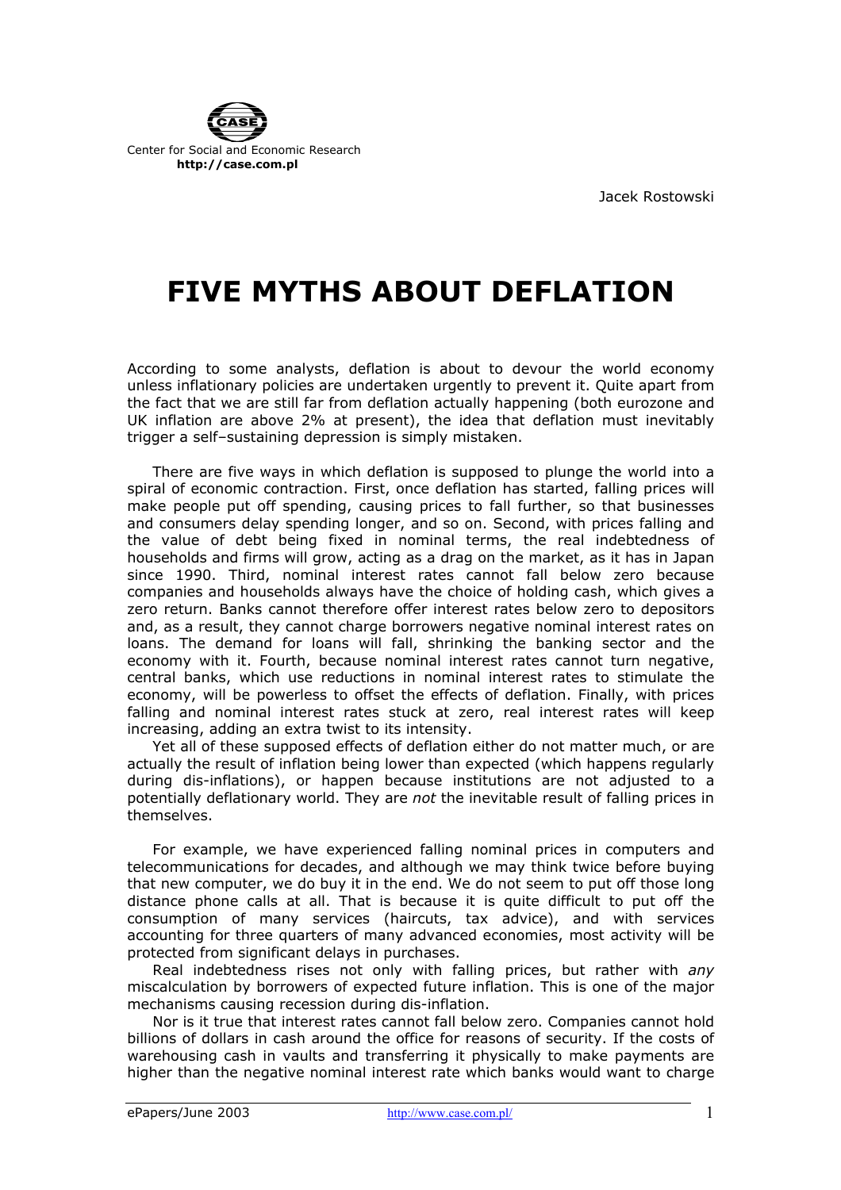Center for Social and Economic Research
**http://case.com.pl**

Jacek Rostowski

# FIVE MYTHS ABOUT DEFLATION

According to some analysts, deflation is about to devour the world economy unless inflationary policies are undertaken urgently to prevent it. Quite apart from the fact that we are still far from deflation actually happening (both eurozone and UK inflation are above 2% at present), the idea that deflation must inevitably trigger a self–sustaining depression is simply mistaken.

There are five ways in which deflation is supposed to plunge the world into a spiral of economic contraction. First, once deflation has started, falling prices will make people put off spending, causing prices to fall further, so that businesses and consumers delay spending longer, and so on. Second, with prices falling and the value of debt being fixed in nominal terms, the real indebtedness of households and firms will grow, acting as a drag on the market, as it has in Japan since 1990. Third, nominal interest rates cannot fall below zero because companies and households always have the choice of holding cash, which gives a zero return. Banks cannot therefore offer interest rates below zero to depositors and, as a result, they cannot charge borrowers negative nominal interest rates on loans. The demand for loans will fall, shrinking the banking sector and the economy with it. Fourth, because nominal interest rates cannot turn negative, central banks, which use reductions in nominal interest rates to stimulate the economy, will be powerless to offset the effects of deflation. Finally, with prices falling and nominal interest rates stuck at zero, real interest rates will keep increasing, adding an extra twist to its intensity.

Yet all of these supposed effects of deflation either do not matter much, or are actually the result of inflation being lower than expected (which happens regularly during dis-inflations), or happen because institutions are not adjusted to a potentially deflationary world. They are *not* the inevitable result of falling prices in themselves.

For example, we have experienced falling nominal prices in computers and telecommunications for decades, and although we may think twice before buying that new computer, we do buy it in the end. We do not seem to put off those long distance phone calls at all. That is because it is quite difficult to put off the consumption of many services (haircuts, tax advice), and with services accounting for three quarters of many advanced economies, most activity will be protected from significant delays in purchases.

Real indebtedness rises not only with falling prices, but rather with *any* miscalculation by borrowers of expected future inflation. This is one of the major mechanisms causing recession during dis-inflation.

Nor is it true that interest rates cannot fall below zero. Companies cannot hold billions of dollars in cash around the office for reasons of security. If the costs of warehousing cash in vaults and transferring it physically to make payments are higher than the negative nominal interest rate which banks would want to charge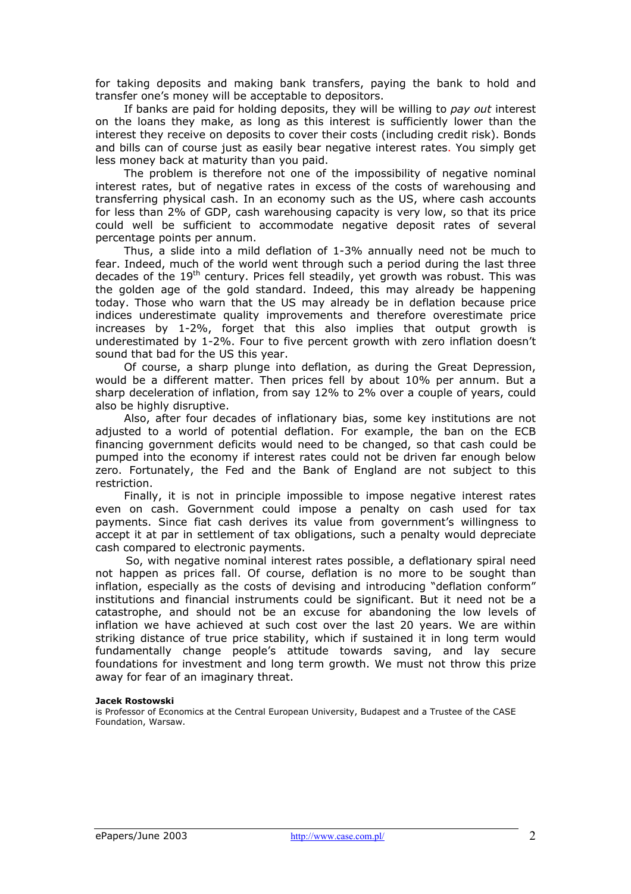for taking deposits and making bank transfers, paying the bank to hold and transfer one's money will be acceptable to depositors.

If banks are paid for holding deposits, they will be willing to *pay out* interest on the loans they make, as long as this interest is sufficiently lower than the interest they receive on deposits to cover their costs (including credit risk). Bonds and bills can of course just as easily bear negative interest rates. You simply get less money back at maturity than you paid.

The problem is therefore not one of the impossibility of negative nominal interest rates, but of negative rates in excess of the costs of warehousing and transferring physical cash. In an economy such as the US, where cash accounts for less than 2% of GDP, cash warehousing capacity is very low, so that its price could well be sufficient to accommodate negative deposit rates of several percentage points per annum.

Thus, a slide into a mild deflation of 1-3% annually need not be much to fear. Indeed, much of the world went through such a period during the last three decades of the 19th century. Prices fell steadily, yet growth was robust. This was the golden age of the gold standard. Indeed, this may already be happening today. Those who warn that the US may already be in deflation because price indices underestimate quality improvements and therefore overestimate price increases by 1-2%, forget that this also implies that output growth is underestimated by 1-2%. Four to five percent growth with zero inflation doesn't sound that bad for the US this year.

Of course, a sharp plunge into deflation, as during the Great Depression, would be a different matter. Then prices fell by about 10% per annum. But a sharp deceleration of inflation, from say 12% to 2% over a couple of years, could also be highly disruptive.

Also, after four decades of inflationary bias, some key institutions are not adjusted to a world of potential deflation. For example, the ban on the ECB financing government deficits would need to be changed, so that cash could be pumped into the economy if interest rates could not be driven far enough below zero. Fortunately, the Fed and the Bank of England are not subject to this restriction.

Finally, it is not in principle impossible to impose negative interest rates even on cash. Government could impose a penalty on cash used for tax payments. Since fiat cash derives its value from government's willingness to accept it at par in settlement of tax obligations, such a penalty would depreciate cash compared to electronic payments.

So, with negative nominal interest rates possible, a deflationary spiral need not happen as prices fall. Of course, deflation is no more to be sought than inflation, especially as the costs of devising and introducing "deflation conform" institutions and financial instruments could be significant. But it need not be a catastrophe, and should not be an excuse for abandoning the low levels of inflation we have achieved at such cost over the last 20 years. We are within striking distance of true price stability, which if sustained it in long term would fundamentally change people's attitude towards saving, and lay secure foundations for investment and long term growth. We must not throw this prize away for fear of an imaginary threat.

**Jacek Rostowski**
is Professor of Economics at the Central European University, Budapest and a Trustee of the CASE Foundation, Warsaw.